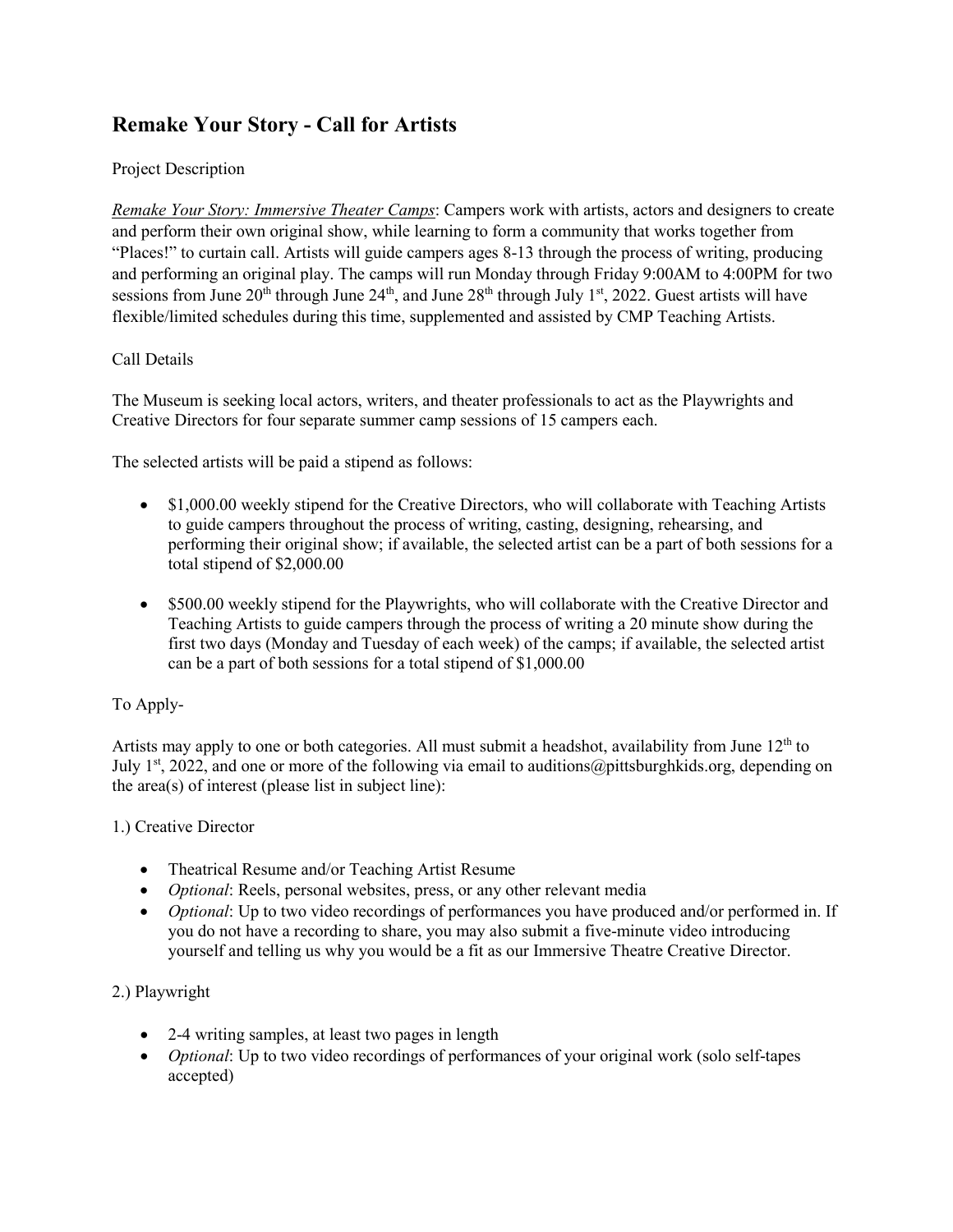## Remake Your Story - Call for Artists

Project Description

*Remake Your Story: Immersive Theater Camps*: Campers work with artists, actors and designers to create and perform their own original show, while learning to form a community that works together from "Places!" to curtain call. Artists will guide campers ages 8-13 through the process of writing, producing and performing an original play. The camps will run Monday through Friday 9:00AM to 4:00PM for two sessions from June 20th through June 24th, and June 28th through July 1st, 2022. Guest artists will have flexible/limited schedules during this time, supplemented and assisted by CMP Teaching Artists.

Call Details

The Museum is seeking local actors, writers, and theater professionals to act as the Playwrights and Creative Directors for four separate summer camp sessions of 15 campers each.

The selected artists will be paid a stipend as follows:

- $1,000.00 weekly stipend for the Creative Directors, who will collaborate with Teaching Artists to guide campers throughout the process of writing, casting, designing, rehearsing, and performing their original show; if available, the selected artist can be a part of both sessions for a total stipend of $2,000.00
- $500.00 weekly stipend for the Playwrights, who will collaborate with the Creative Director and Teaching Artists to guide campers through the process of writing a 20 minute show during the first two days (Monday and Tuesday of each week) of the camps; if available, the selected artist can be a part of both sessions for a total stipend of $1,000.00

To Apply-

Artists may apply to one or both categories. All must submit a headshot, availability from June 12th to July 1st, 2022, and one or more of the following via email to auditions@pittsburghkids.org, depending on the area(s) of interest (please list in subject line):

1.) Creative Director

- Theatrical Resume and/or Teaching Artist Resume
- *Optional*: Reels, personal websites, press, or any other relevant media
- *Optional*: Up to two video recordings of performances you have produced and/or performed in. If you do not have a recording to share, you may also submit a five-minute video introducing yourself and telling us why you would be a fit as our Immersive Theatre Creative Director.

2.) Playwright

- 2-4 writing samples, at least two pages in length
- *Optional*: Up to two video recordings of performances of your original work (solo self-tapes accepted)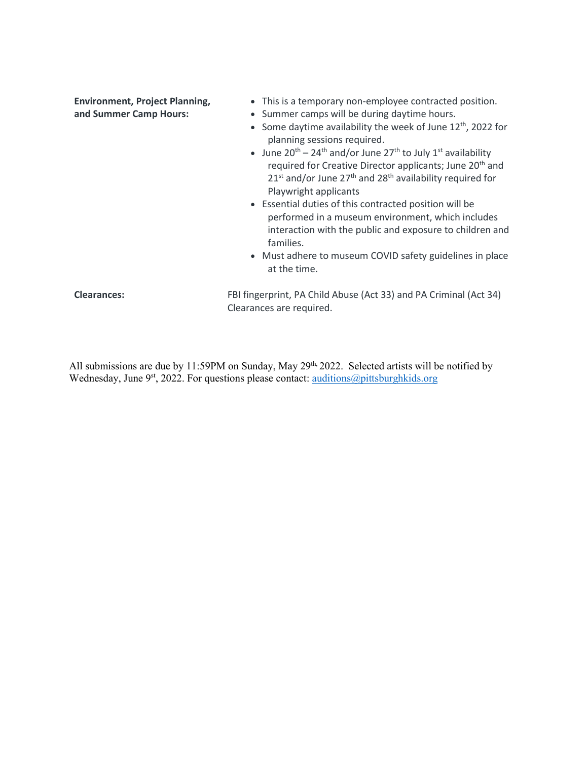| | |
|---|---|
| **Environment, Project Planning, and Summer Camp Hours:** | • This is a temporary non-employee contracted position.<br>• Summer camps will be during daytime hours.<br>• Some daytime availability the week of June 12th, 2022 for planning sessions required.<br>• June 20th – 24th and/or June 27th to July 1st availability required for Creative Director applicants; June 20th and 21st and/or June 27th and 28th availability required for Playwright applicants<br>• Essential duties of this contracted position will be performed in a museum environment, which includes interaction with the public and exposure to children and families.<br>• Must adhere to museum COVID safety guidelines in place at the time. |
| **Clearances:** | FBI fingerprint, PA Child Abuse (Act 33) and PA Criminal (Act 34) Clearances are required. |

All submissions are due by 11:59PM on Sunday, May 29th, 2022. Selected artists will be notified by Wednesday, June 9st, 2022. For questions please contact: auditions@pittsburghkids.org